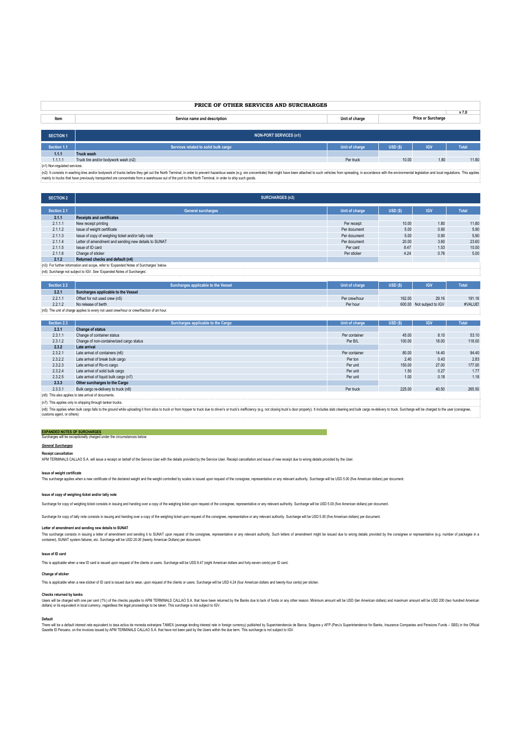# PRICE OF OTHER SERVICES AND SURCHARGES

v 7.0

| Item | Service name and description | Unit of charge | Price or Surcharge | | |
|---|---|---|---|---|---|

## SECTION 1 — NON-PORT SERVICES (n1)

| Section 1.1 | Services related to solid bulk cargo | Unit of charge | USD ($) | IGV | Total |
|---|---|---|---|---|---|
| **1.1.1** | **Truck wash** | | | | |
| 1.1.1.1 | Truck tire and/or bodywork wash (n2) | Per truck | 10.00 | 1.80 | 11.80 |

(n1) Non-regulated services.

(n2): It consists in washing tires and/or bodywork of trucks before they get out the North Terminal, in order to prevent hazardous waste (e.g. ore concentrate) that might have been attached to such vehicles from spreading, in accordance with the environmental legislation and local regulations. This applies mainly to trucks that have previously transported ore concentrate from a warehouse out of the port to the North Terminal, in order to ship such goods.

## SECTION 2 — SURCHARGES (n3)

| Section 2.1 | General surcharges | Unit of charge | USD ($) | IGV | Total |
|---|---|---|---|---|---|
| **2.1.1** | **Receipts and certificates** | | | | |
| 2.1.1.1 | New receipt printing | Per receipt | 10.00 | 1.80 | 11.80 |
| 2.1.1.2 | Issue of weight certificate | Per document | 5.00 | 0.90 | 5.90 |
| 2.1.1.3 | Issue of copy of weighing ticket and/or tally note | Per document | 5.00 | 0.90 | 5.90 |
| 2.1.1.4 | Letter of amendment and sending new details to SUNAT | Per document | 20.00 | 3.60 | 23.60 |
| 2.1.1.5 | Issue of ID card | Per card | 8.47 | 1.53 | 10.00 |
| 2.1.1.6 | Change of sticker | Per sticker | 4.24 | 0.76 | 5.00 |
| **2.1.2** | **Returned checks and default (n4)** | | | | |

(n3): For further information and scope, refer to 'Expanded Notes of Surcharges' below.

(n4): Surcharge not subject to IGV. See 'Expanded Notes of Surcharges'.

| Section 2.2 | Surcharges applicable to the Vessel | Unit of charge | USD ($) | IGV | Total |
|---|---|---|---|---|---|
| **2.2.1** | **Surcharges applicable to the Vessel** | | | | |
| 2.2.1.1 | Offset for not used crew (n5) | Per crew/hour | 162.00 | 29.16 | 191.16 |
| 2.2.1.2 | No release of berth | Per hour | 600.00 | Not subject to IGV | #VALUE! |

(n5): The unit of charge applies to every not used crew/hour or crew/fraction of an hour.

| Section 2.3 | Surcharges applicable to the Cargo | Unit of charge | USD ($) | IGV | Total |
|---|---|---|---|---|---|
| **2.3.1** | **Change of status** | | | | |
| 2.3.1.1 | Change of container status | Per container | 45.00 | 8.10 | 53.10 |
| 2.3.1.2 | Change of non-containerized cargo status | Per B/L | 100.00 | 18.00 | 118.00 |
| **2.3.2** | **Late arrival** | | | | |
| 2.3.2.1 | Late arrival of containers (n6) | Per container | 80.00 | 14.40 | 94.40 |
| 2.3.2.2 | Late arrival of break bulk cargo | Per ton | 2.40 | 0.43 | 2.83 |
| 2.3.2.3 | Late arrival of Ro-ro cargo | Per unit | 150.00 | 27.00 | 177.00 |
| 2.3.2.4 | Late arrival of solid bulk cargo | Per unit | 1.50 | 0.27 | 1.77 |
| 2.3.2.5 | Late arrival of liquid bulk cargo (n7) | Per unit | 1.00 | 0.18 | 1.18 |
| **2.3.3** | **Other surcharges to the Cargo** | | | | |
| 2.3.3.1 | Bulk cargo re-delivery to truck (n8) | Per truck | 225.00 | 40.50 | 265.50 |

(n6): This also applies to late arrival of documents.

(n7): This applies only to shipping through tanker trucks.

(n8): This applies when bulk cargo falls to the ground while uploading it from silos to truck or from hopper to truck due to driver's or truck's inefficiency (e.g. not closing truck's door properly). It includes slab cleaning and bulk cargo re-delivery to truck. Surcharge will be charged to the user (consignee, customs agent, or others)

## EXPANDED NOTES OF SURCHARGES

Surcharges will be exceptionally charged under the circumstances below:

### *General Surcharges*

**Receipt cancellation**

APM TERMINALS CALLAO S.A. will issue a receipt on behalf of the Service User with the details provided by the Service User. Receipt cancellation and issue of new receipt due to wrong details provided by the User.

**Issue of weight certificate**

This surcharge applies when a new certificate of the declared weight and the weight controlled by scales is issued upon request of the consignee, representative or any relevant authority. Surcharge will be USD 5.00 (five American dollars) per document.

**Issue of copy of weighing ticket and/or tally note**

Surcharge for copy of weighing ticket consists in issuing and handing over a copy of the weighing ticket upon request of the consignee, representative or any relevant authority. Surcharge will be USD 5.00 (five American dollars) per document.

Surcharge for copy of tally note consists in issuing and handing over a copy of the weighing ticket upon request of the consignee, representative or any relevant authority. Surcharge will be USD 5.00 (five American dollars) per document.

**Letter of amendment and sending new details to SUNAT**

This surcharge consists in issuing a letter of amendment and sending it to SUNAT upon request of the consignee, representative or any relevant authority. Such letters of amendment might be issued due to wrong details provided by the consignee or representative (e.g. number of packages in a container), SUNAT system failures, etc. Surcharge will be USD 20.00 (twenty American Dollars) per document.

**Issue of ID card**

This is applicable when a new ID card is issued upon request of the clients or users. Surcharge will be USD 8.47 (eight American dollars and forty-seven cents) per ID card.

**Change of sticker**

This is applicable when a new sticker of ID card is issued due to wear, upon request of the clients or users. Surcharge will be USD 4.24 (four American dollars and twenty-four cents) per sticker.

**Checks returned by banks**

Users will be charged with one per cent (1%) of the checks payable to APM TERMINALS CALLAO S.A. that have been returned by the Banks due to lack of funds or any other reason. Minimum amount will be USD (ten American dollars) and maximum amount will be USD 200 (two hundred American dollars) or its equivalent in local currency, regardless the legal proceedings to be taken. This surcharge is not subject to IGV.

**Default**

There will be a default interest rate equivalent to tasa activa de moneda extranjera TAMEX (average lending interest rate in foreign currency) published by Superintendencia de Banca, Seguros y AFP (Peru's Superintendence for Banks, Insurance Companies and Pensions Funds – SBS) in the Official Gazette El Peruano, on the invoices issued by APM TERMINALS CALLAO S.A. that have not been paid by the Users within the due term. This surcharge is not subject to IGV.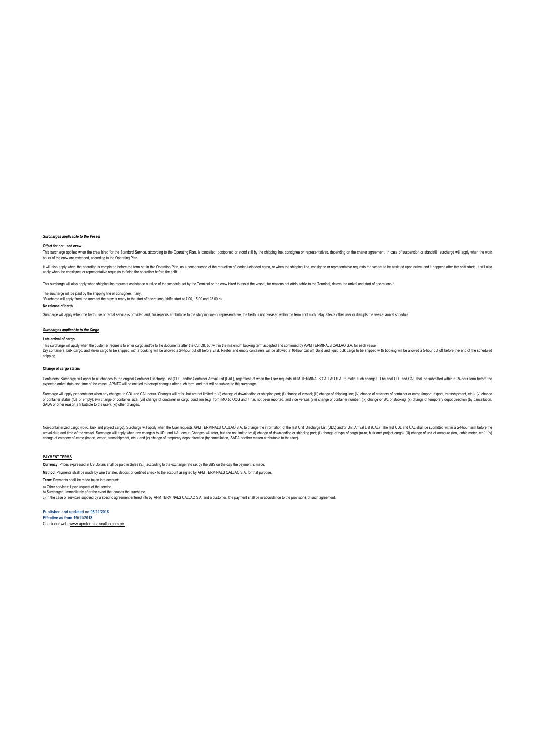***Surcharges applicable to the Vessel***

**Offset for not used crew**

This surcharge applies when the crew hired for the Standard Service, according to the Operating Plan, is cancelled, postponed or stood still by the shipping line, consignee or representatives, depending on the charter agreement. In case of suspension or standstill, surcharge will apply when the work hours of the crew are extended, according to the Operating Plan.

It will also apply when the operation is completed before the term set in the Operation Plan, as a consequence of the reduction of loaded/unloaded cargo, or when the shipping line, consignee or representative requests the vessel to be assisted upon arrival and it happens after the shift starts. It will also apply when the consignee or representative requests to finish the operation before the shift.

This surcharge will also apply when shipping line requests assistance outside of the schedule set by the Terminal or the crew hired to assist the vessel, for reasons not attributable to the Terminal, delays the arrival and start of operations.*

The surcharge will be paid by the shipping line or consignee, if any.
*Surcharge will apply from the moment the crew is ready to the start of operations (shifts start at 7.00, 15.00 and 23.00 h).

**No release of berth**

Surcharge will apply when the berth use or rental service is provided and, for reasons attributable to the shipping line or representative, the berth is not released within the term and such delay affects other user or disrupts the vessel arrival schedule.

***Surcharges applicable to the Cargo***

**Late arrival of cargo**

This surcharge will apply when the customer requests to enter cargo and/or to file documents after the Cut Off, but within the maximum booking term accepted and confirmed by APM TERMINALS CALLAO S.A. for each vessel.
Dry containers, bulk cargo, and Ro-ro cargo to be shipped with a booking will be allowed a 24-hour cut off before ETB. Reefer and empty containers will be allowed a 16-hour cut off. Solid and liquid bulk cargo to be shipped with booking will be allowed a 5-hour cut off before the end of the scheduled shipping.

**Change of cargo status**

Containers: Surcharge will apply to all changes to the original Container Discharge List (CDL) and/or Container Arrival List (CAL), regardless of when the User requests APM TERMINALS CALLAO S.A. to make such changes. The final CDL and CAL shall be submitted within a 24-hour term before the expected arrival date and time of the vessel. APMTC will be entitled to accept changes after such term, and that will be subject to this surcharge.

Surcharge will apply per container when any changes to CDL and CAL occur. Changes will refer, but are not limited to: (i) change of downloading or shipping port; (ii) change of vessel; (iii) change of shipping line; (iv) change of category of container or cargo (import, export, transshipment, etc.); (v) change of container status (full or empty); (vi) change of container size; (vii) change of container or cargo condition (e.g. from IMO to OOG and it has not been reported, and vice versa); (viii) change of container number; (ix) change of B/L or Booking; (x) change of temporary depot direction (by cancellation, SADA or other reason attributable to the user); (xi) other changes.

Non-containerized cargo (ro-ro, bulk and project cargo): Surcharge will apply when the User requests APM TERMINALS CALLAO S.A. to change the information of the last Unit Discharge List (UDL) and/or Unit Arrival List (UAL). The last UDL and UAL shall be submitted within a 24-hour term before the arrival date and time of the vessel. Surcharge will apply when any changes to UDL and UAL occur. Changes will refer, but are not limited to: (i) change of downloading or shipping port; (ii) change of type of cargo (ro-ro, bulk and project cargo); (iii) change of unit of measure (ton, cubic meter, etc.); (iv) change of category of cargo (import, export, transshipment, etc.); and (v) change of temporary depot direction (by cancellation, SADA or other reason attributable to the user).

**PAYMENT TERMS**

**Currency:** Prices expressed in US Dollars shall be paid in Soles (S/.) according to the exchange rate set by the SBS on the day the payment is made.

**Method:** Payments shall be made by wire transfer, deposit or certified check to the account assigned by APM TERMINALS CALLAO S.A. for that purpose.

**Term:** Payments shall be made taken into account:

a) Other services: Upon request of the service.
b) Surcharges: Immediately after the event that causes the surcharge.
c) In the case of services supplied by a specific agreement entered into by APM TERMINALS CALLAO S.A. and a customer, the payment shall be in accordance to the provisions of such agreement.

**Published and updated on 05/11/2018**
**Effective as from 19/11/2018**
Check our web: www.apmterminalscallao.com.pe